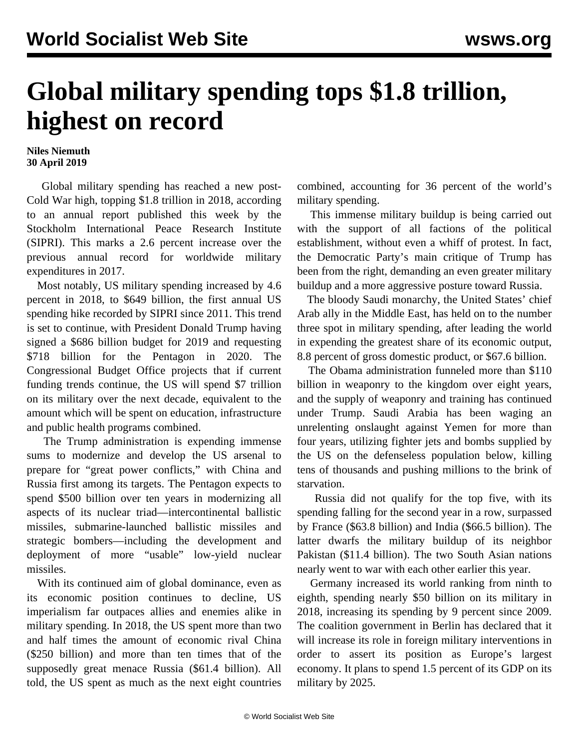# Global military spending tops $1.8 trillion, highest on record

**Niles Niemuth**
**30 April 2019**

Global military spending has reached a new post-Cold War high, topping $1.8 trillion in 2018, according to an annual report published this week by the Stockholm International Peace Research Institute (SIPRI). This marks a 2.6 percent increase over the previous annual record for worldwide military expenditures in 2017.

Most notably, US military spending increased by 4.6 percent in 2018, to $649 billion, the first annual US spending hike recorded by SIPRI since 2011. This trend is set to continue, with President Donald Trump having signed a $686 billion budget for 2019 and requesting $718 billion for the Pentagon in 2020. The Congressional Budget Office projects that if current funding trends continue, the US will spend $7 trillion on its military over the next decade, equivalent to the amount which will be spent on education, infrastructure and public health programs combined.

The Trump administration is expending immense sums to modernize and develop the US arsenal to prepare for "great power conflicts," with China and Russia first among its targets. The Pentagon expects to spend $500 billion over ten years in modernizing all aspects of its nuclear triad—intercontinental ballistic missiles, submarine-launched ballistic missiles and strategic bombers—including the development and deployment of more "usable" low-yield nuclear missiles.

With its continued aim of global dominance, even as its economic position continues to decline, US imperialism far outpaces allies and enemies alike in military spending. In 2018, the US spent more than two and half times the amount of economic rival China ($250 billion) and more than ten times that of the supposedly great menace Russia ($61.4 billion). All told, the US spent as much as the next eight countries combined, accounting for 36 percent of the world's military spending.

This immense military buildup is being carried out with the support of all factions of the political establishment, without even a whiff of protest. In fact, the Democratic Party's main critique of Trump has been from the right, demanding an even greater military buildup and a more aggressive posture toward Russia.

The bloody Saudi monarchy, the United States' chief Arab ally in the Middle East, has held on to the number three spot in military spending, after leading the world in expending the greatest share of its economic output, 8.8 percent of gross domestic product, or $67.6 billion.

The Obama administration funneled more than $110 billion in weaponry to the kingdom over eight years, and the supply of weaponry and training has continued under Trump. Saudi Arabia has been waging an unrelenting onslaught against Yemen for more than four years, utilizing fighter jets and bombs supplied by the US on the defenseless population below, killing tens of thousands and pushing millions to the brink of starvation.

Russia did not qualify for the top five, with its spending falling for the second year in a row, surpassed by France ($63.8 billion) and India ($66.5 billion). The latter dwarfs the military buildup of its neighbor Pakistan ($11.4 billion). The two South Asian nations nearly went to war with each other earlier this year.

Germany increased its world ranking from ninth to eighth, spending nearly $50 billion on its military in 2018, increasing its spending by 9 percent since 2009. The coalition government in Berlin has declared that it will increase its role in foreign military interventions in order to assert its position as Europe's largest economy. It plans to spend 1.5 percent of its GDP on its military by 2025.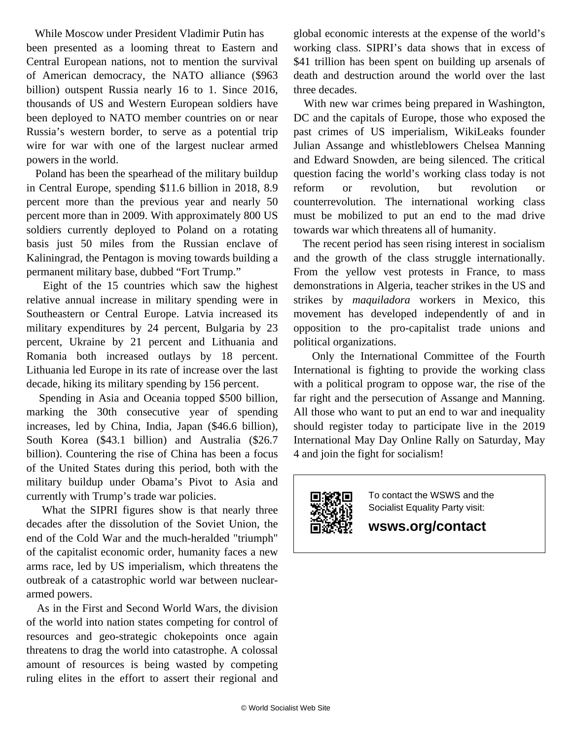While Moscow under President Vladimir Putin has been presented as a looming threat to Eastern and Central European nations, not to mention the survival of American democracy, the NATO alliance ($963 billion) outspent Russia nearly 16 to 1. Since 2016, thousands of US and Western European soldiers have been deployed to NATO member countries on or near Russia's western border, to serve as a potential trip wire for war with one of the largest nuclear armed powers in the world.

Poland has been the spearhead of the military buildup in Central Europe, spending $11.6 billion in 2018, 8.9 percent more than the previous year and nearly 50 percent more than in 2009. With approximately 800 US soldiers currently deployed to Poland on a rotating basis just 50 miles from the Russian enclave of Kaliningrad, the Pentagon is moving towards building a permanent military base, dubbed "Fort Trump."

Eight of the 15 countries which saw the highest relative annual increase in military spending were in Southeastern or Central Europe. Latvia increased its military expenditures by 24 percent, Bulgaria by 23 percent, Ukraine by 21 percent and Lithuania and Romania both increased outlays by 18 percent. Lithuania led Europe in its rate of increase over the last decade, hiking its military spending by 156 percent.

Spending in Asia and Oceania topped $500 billion, marking the 30th consecutive year of spending increases, led by China, India, Japan ($46.6 billion), South Korea ($43.1 billion) and Australia ($26.7 billion). Countering the rise of China has been a focus of the United States during this period, both with the military buildup under Obama's Pivot to Asia and currently with Trump's trade war policies.

What the SIPRI figures show is that nearly three decades after the dissolution of the Soviet Union, the end of the Cold War and the much-heralded "triumph" of the capitalist economic order, humanity faces a new arms race, led by US imperialism, which threatens the outbreak of a catastrophic world war between nuclear-armed powers.

As in the First and Second World Wars, the division of the world into nation states competing for control of resources and geo-strategic chokepoints once again threatens to drag the world into catastrophe. A colossal amount of resources is being wasted by competing ruling elites in the effort to assert their regional and global economic interests at the expense of the world's working class. SIPRI's data shows that in excess of $41 trillion has been spent on building up arsenals of death and destruction around the world over the last three decades.

With new war crimes being prepared in Washington, DC and the capitals of Europe, those who exposed the past crimes of US imperialism, WikiLeaks founder Julian Assange and whistleblowers Chelsea Manning and Edward Snowden, are being silenced. The critical question facing the world's working class today is not reform or revolution, but revolution or counterrevolution. The international working class must be mobilized to put an end to the mad drive towards war which threatens all of humanity.

The recent period has seen rising interest in socialism and the growth of the class struggle internationally. From the yellow vest protests in France, to mass demonstrations in Algeria, teacher strikes in the US and strikes by *maquiladora* workers in Mexico, this movement has developed independently of and in opposition to the pro-capitalist trade unions and political organizations.

Only the International Committee of the Fourth International is fighting to provide the working class with a political program to oppose war, the rise of the far right and the persecution of Assange and Manning. All those who want to put an end to war and inequality should register today to participate live in the 2019 International May Day Online Rally on Saturday, May 4 and join the fight for socialism!

To contact the WSWS and the Socialist Equality Party visit:

**wsws.org/contact**